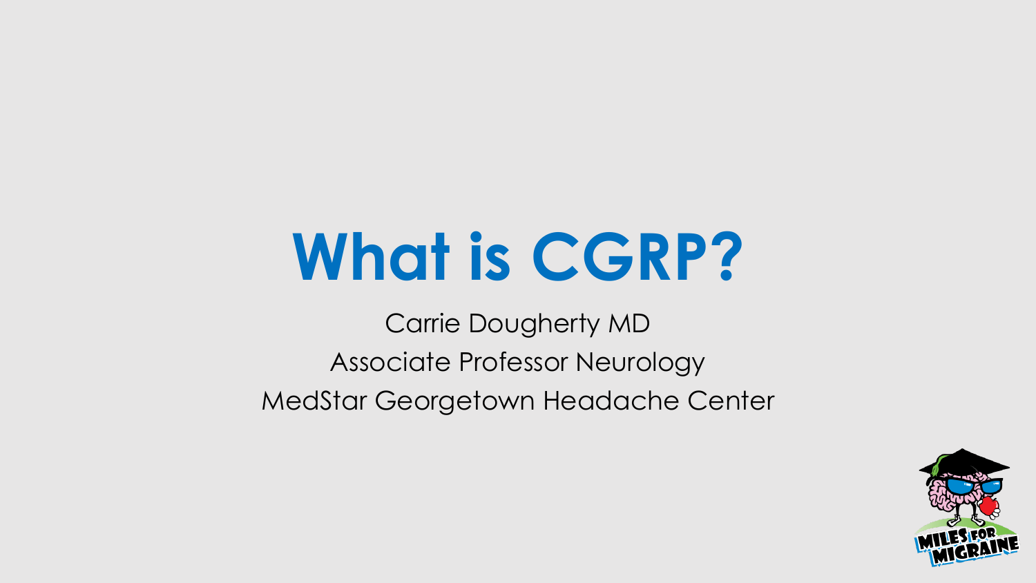# What is CGRP?

Carrie Dougherty MD

Associate Professor Neurology

MedStar Georgetown Headache Center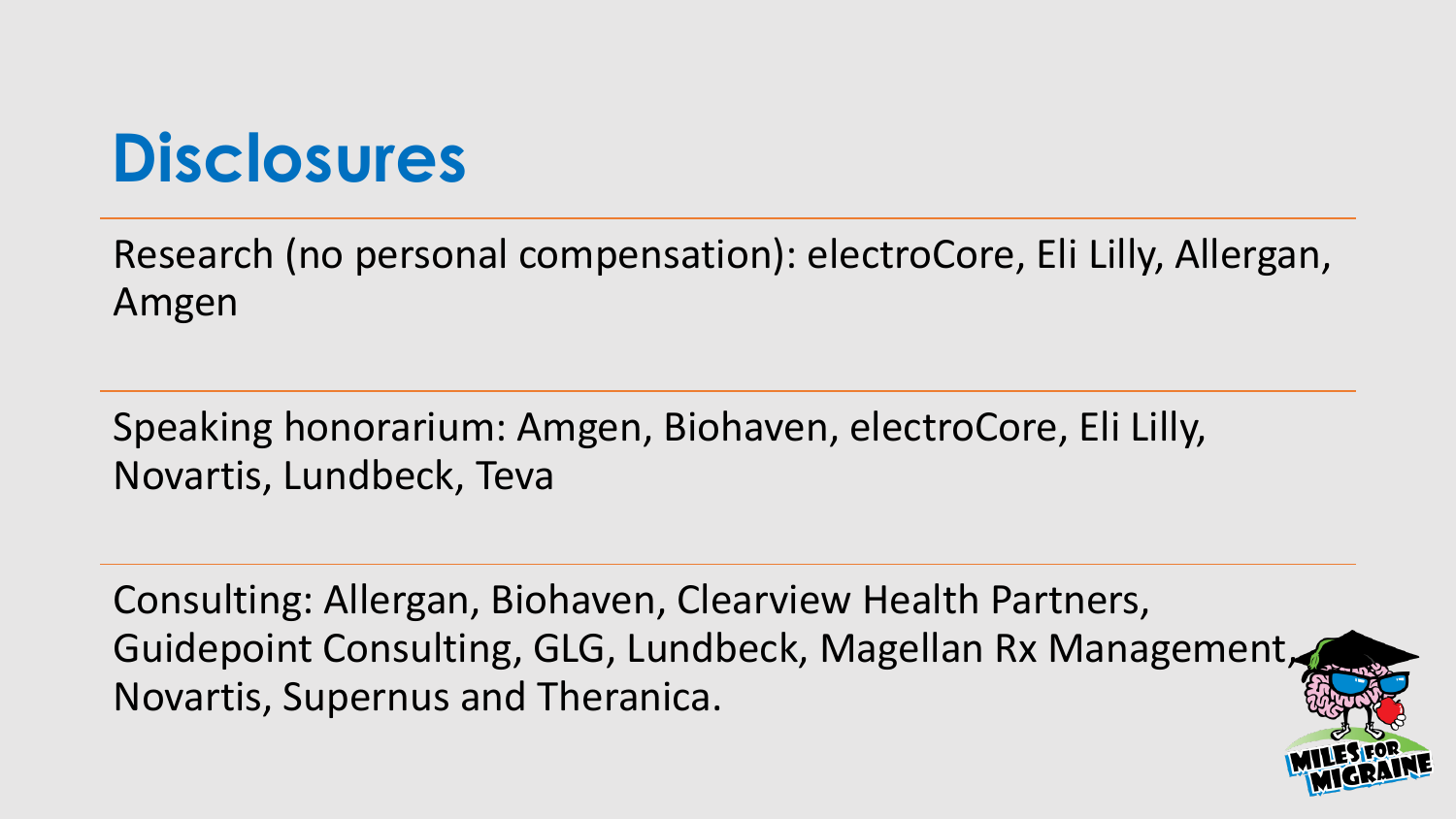# Disclosures

Research (no personal compensation): electroCore, Eli Lilly, Allergan, Amgen

Speaking honorarium: Amgen, Biohaven, electroCore, Eli Lilly, Novartis, Lundbeck, Teva

Consulting: Allergan, Biohaven, Clearview Health Partners, Guidepoint Consulting, GLG, Lundbeck, Magellan Rx Management, Novartis, Supernus and Theranica.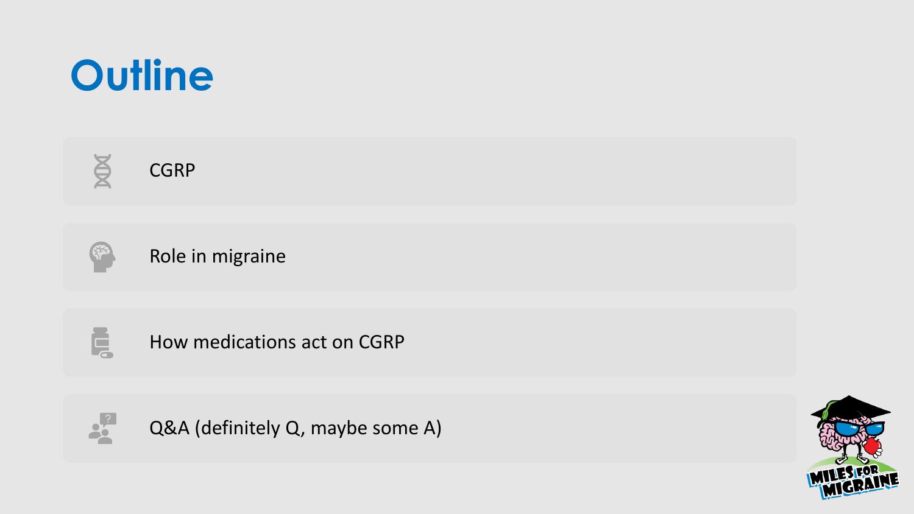# Outline

- CGRP
- Role in migraine
- How medications act on CGRP
- Q&A (definitely Q, maybe some A)

MILES FOR MIGRAINE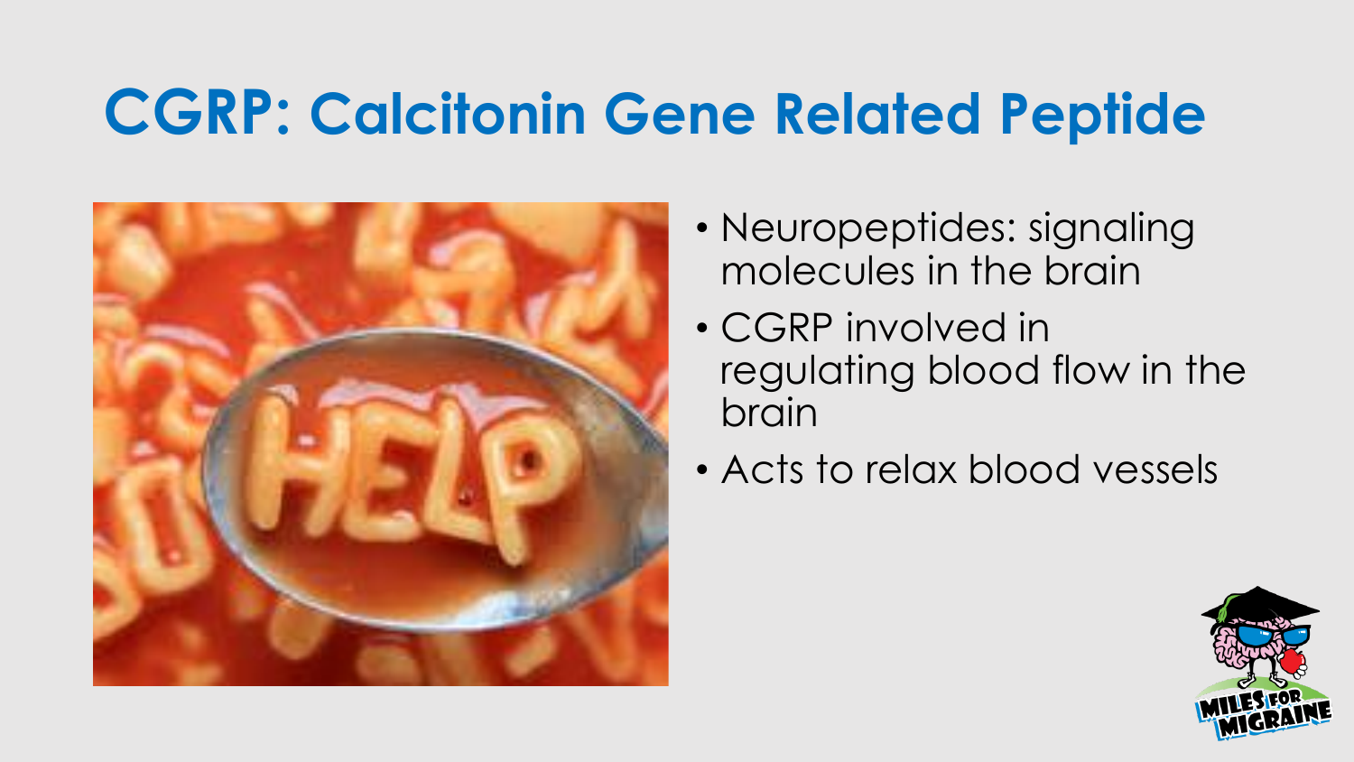# CGRP: Calcitonin Gene Related Peptide

- Neuropeptides: signaling molecules in the brain
- CGRP involved in regulating blood flow in the brain
- Acts to relax blood vessels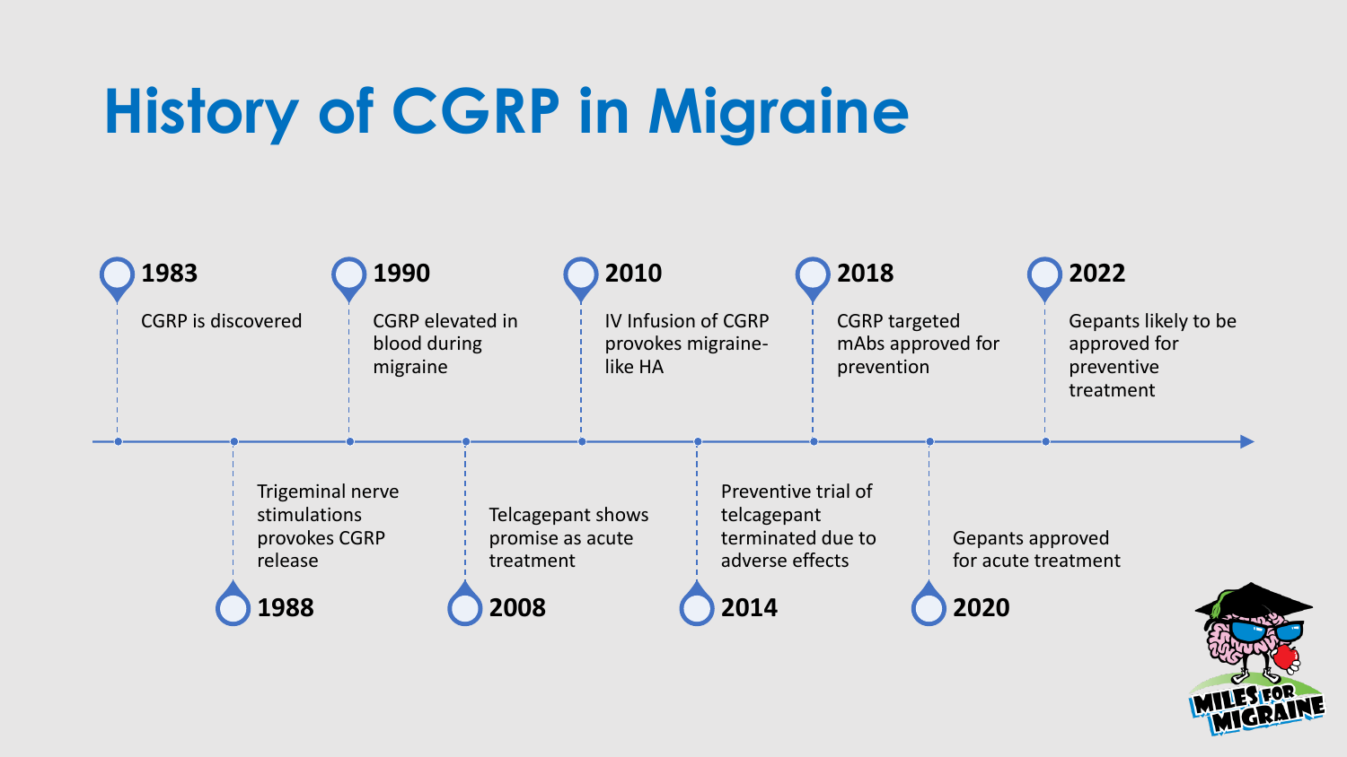# History of CGRP in Migraine

- **1983** – CGRP is discovered
- **1988** – Trigeminal nerve stimulations provokes CGRP release
- **1990** – CGRP elevated in blood during migraine
- **2008** – Telcagepant shows promise as acute treatment
- **2010** – IV Infusion of CGRP provokes migraine-like HA
- **2014** – Preventive trial of telcagepant terminated due to adverse effects
- **2018** – CGRP targeted mAbs approved for prevention
- **2020** – Gepants approved for acute treatment
- **2022** – Gepants likely to be approved for preventive treatment

MILES FOR MIGRAINE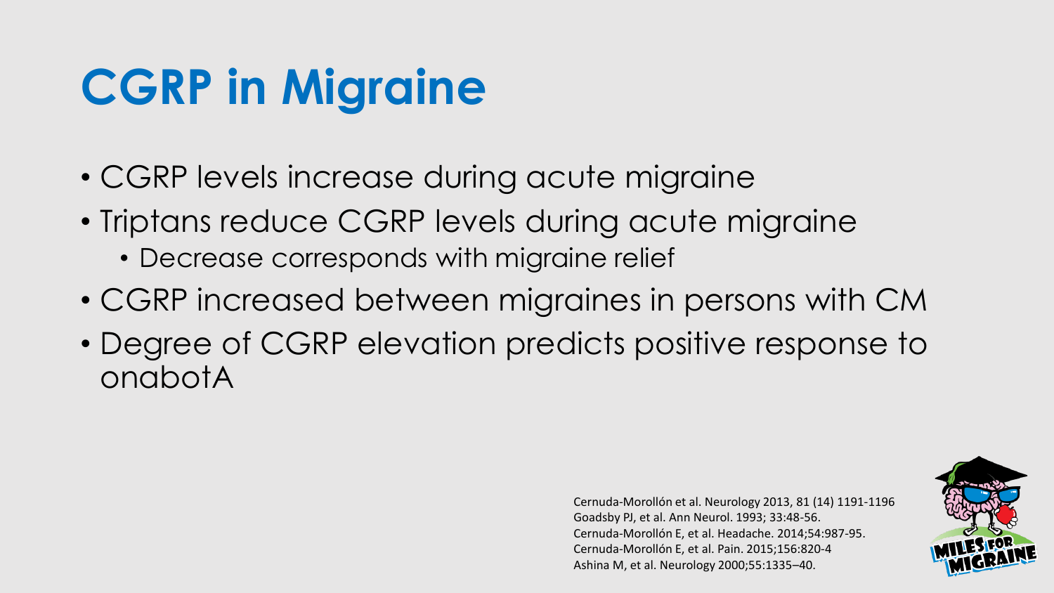# CGRP in Migraine

- CGRP levels increase during acute migraine
- Triptans reduce CGRP levels during acute migraine
  - Decrease corresponds with migraine relief
- CGRP increased between migraines in persons with CM
- Degree of CGRP elevation predicts positive response to onabotA

Cernuda-Morollón et al. Neurology 2013, 81 (14) 1191-1196
Goadsby PJ, et al. Ann Neurol. 1993; 33:48-56.
Cernuda-Morollón E, et al. Headache. 2014;54:987-95.
Cernuda-Morollón E, et al. Pain. 2015;156:820-4
Ashina M, et al. Neurology 2000;55:1335–40.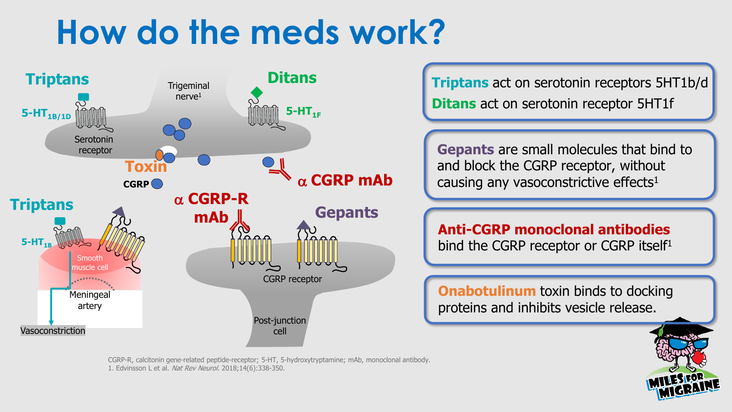# How do the meds work?

Triptans

$5\text{-HT}_{1B/1D}$

Serotonin receptor

Trigeminal nerve[1]

Ditans

$5\text{-HT}_{1F}$

Toxin

CGRP

α CGRP mAb

α CGRP-R mAb

Gepants

Triptans

$5\text{-HT}_{1B}$

Smooth muscle cell

Meningeal artery

Vasoconstriction

CGRP receptor

Post-junction cell

**Triptans** act on serotonin receptors 5HT1b/d
**Ditans** act on serotonin receptor 5HT1f

**Gepants** are small molecules that bind to and block the CGRP receptor, without causing any vasoconstrictive effects[1]

**Anti-CGRP monoclonal antibodies** bind the CGRP receptor or CGRP itself[1]

**Onabotulinum** toxin binds to docking proteins and inhibits vesicle release.

CGRP-R, calcitonin gene-related peptide-receptor; 5-HT, 5-hydroxytryptamine; mAb, monoclonal antibody.
1. Edvinsson L et al. *Nat Rev Neurol.* 2018;14(6):338-350.

MILES FOR MIGRAINE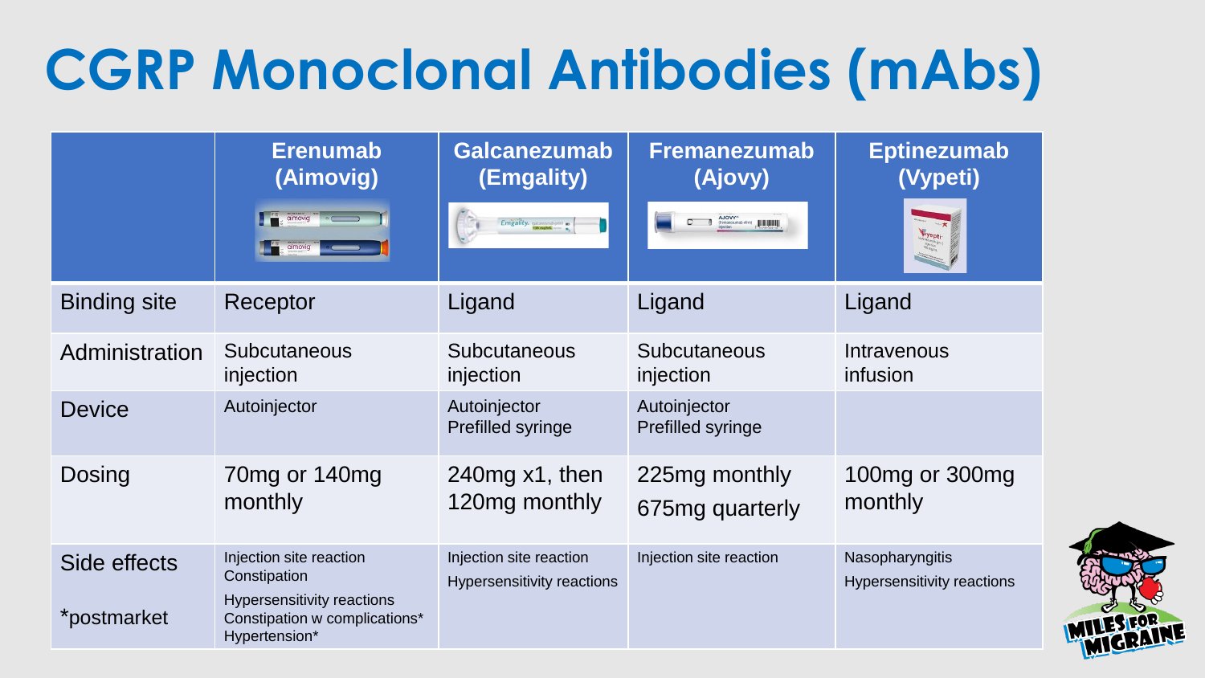# CGRP Monoclonal Antibodies (mAbs)

| | Erenumab (Aimovig) | Galcanezumab (Emgality) | Fremanezumab (Ajovy) | Eptinezumab (Vypeti) |
|---|---|---|---|---|
| Binding site | Receptor | Ligand | Ligand | Ligand |
| Administration | Subcutaneous injection | Subcutaneous injection | Subcutaneous injection | Intravenous infusion |
| Device | Autoinjector | Autoinjector<br>Prefilled syringe | Autoinjector<br>Prefilled syringe | |
| Dosing | 70mg or 140mg monthly | 240mg x1, then 120mg monthly | 225mg monthly<br>675mg quarterly | 100mg or 300mg monthly |
| Side effects<br><br>*postmarket | Injection site reaction<br>Constipation<br>Hypersensitivity reactions<br>Constipation w complications*<br>Hypertension* | Injection site reaction<br>Hypersensitivity reactions | Injection site reaction | Nasopharyngitis<br>Hypersensitivity reactions |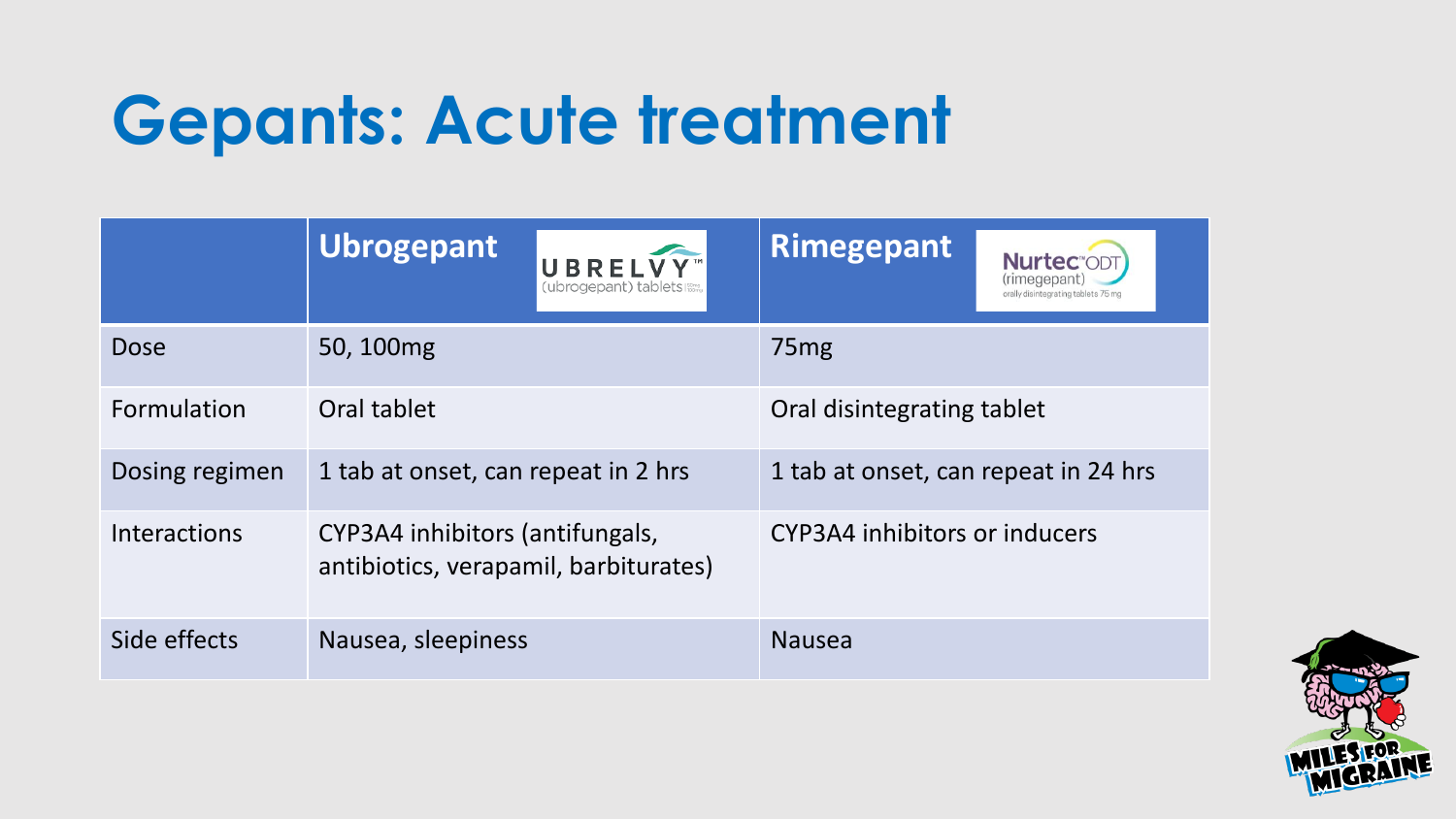# Gepants: Acute treatment

| | Ubrogepant | Rimegepant |
|---|---|---|
| Dose | 50, 100mg | 75mg |
| Formulation | Oral tablet | Oral disintegrating tablet |
| Dosing regimen | 1 tab at onset, can repeat in 2 hrs | 1 tab at onset, can repeat in 24 hrs |
| Interactions | CYP3A4 inhibitors (antifungals, antibiotics, verapamil, barbiturates) | CYP3A4 inhibitors or inducers |
| Side effects | Nausea, sleepiness | Nausea |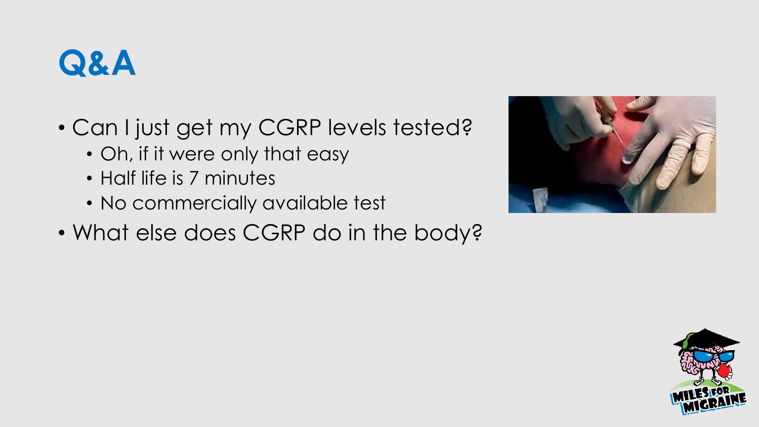# Q&A

- Can I just get my CGRP levels tested?
  - Oh, if it were only that easy
  - Half life is 7 minutes
  - No commercially available test
- What else does CGRP do in the body?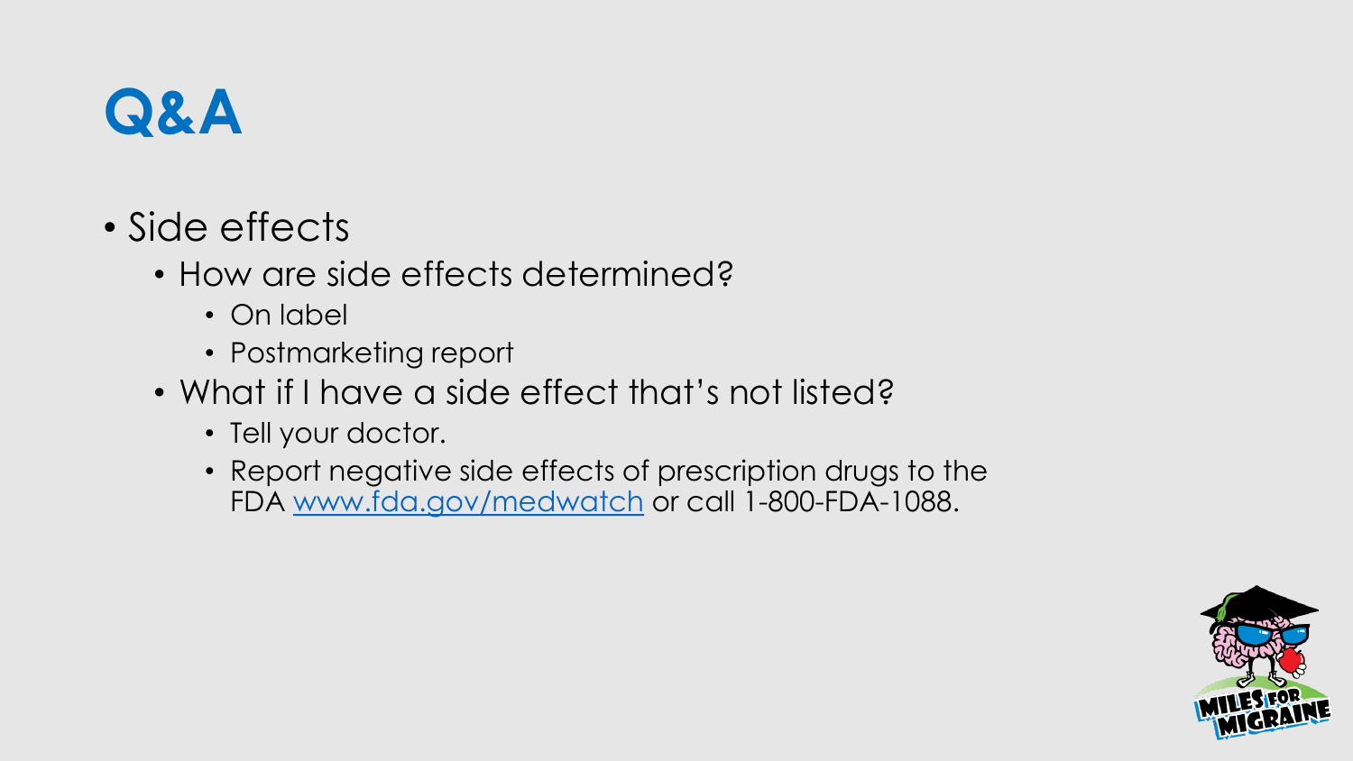# Q&A

- Side effects
  - How are side effects determined?
    - On label
    - Postmarketing report
  - What if I have a side effect that's not listed?
    - Tell your doctor.
    - Report negative side effects of prescription drugs to the FDA [www.fda.gov/medwatch](http://www.fda.gov/medwatch) or call 1-800-FDA-1088.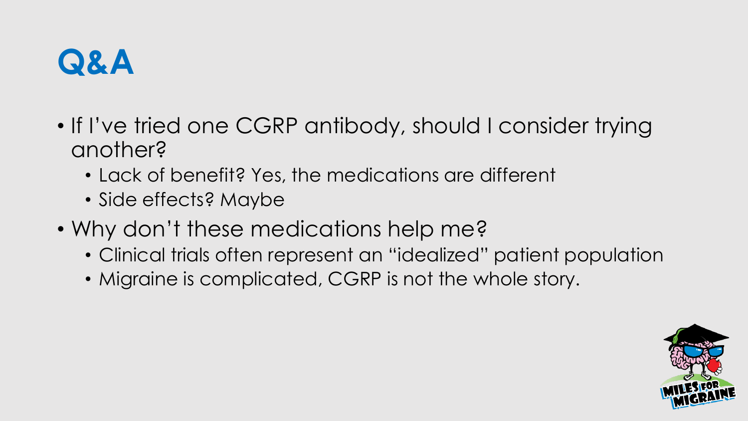# Q&A

- If I've tried one CGRP antibody, should I consider trying another?
  - Lack of benefit? Yes, the medications are different
  - Side effects? Maybe
- Why don't these medications help me?
  - Clinical trials often represent an "idealized" patient population
  - Migraine is complicated, CGRP is not the whole story.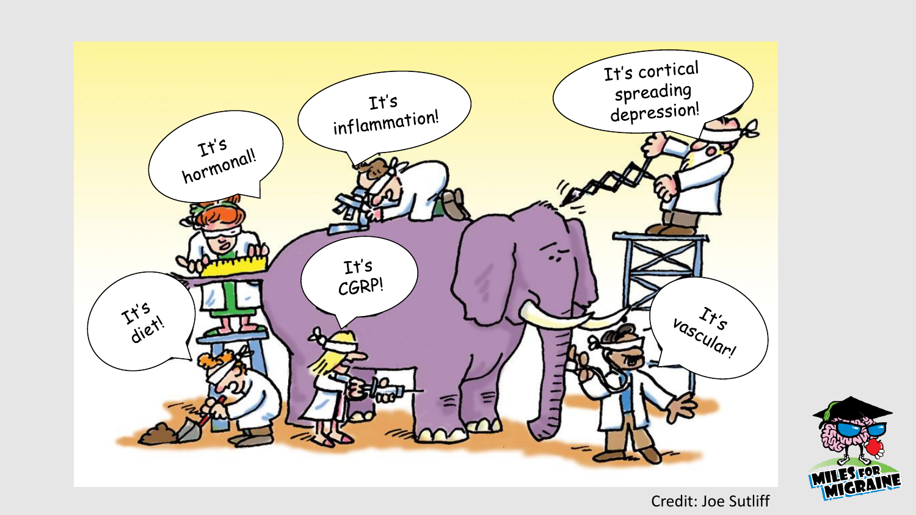It's hormonal!

It's inflammation!

It's cortical spreading depression!

It's diet!

It's CGRP!

It's vascular!

Credit: Joe Sutliff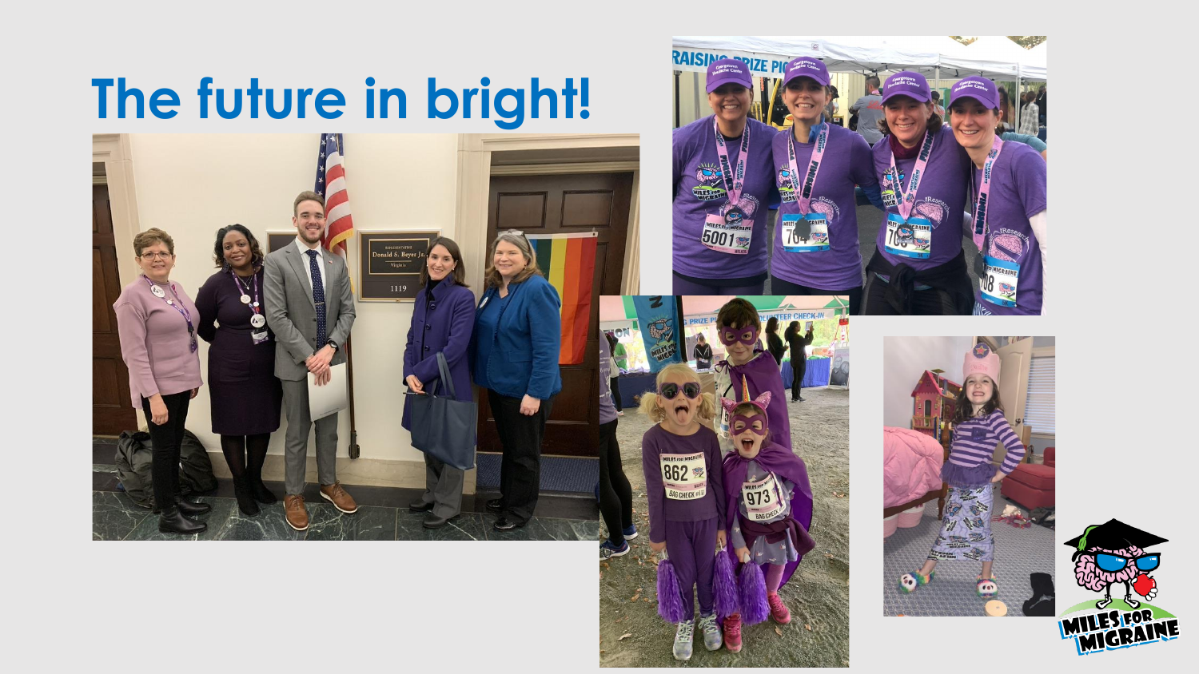# The future in bright!